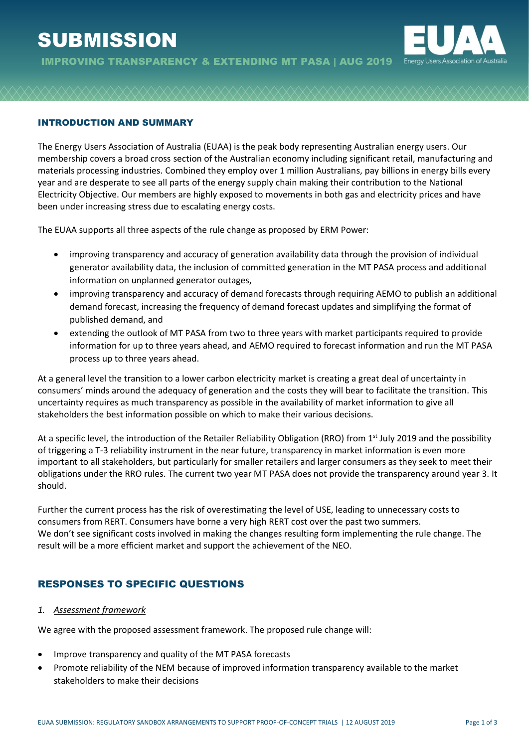# SUBMISSION

**IMPROVING TRANSPARENCY & EXTENDING MT PASA | AUG 2019**

## INTRODUCTION AND SUMMARY

The Energy Users Association of Australia (EUAA) is the peak body representing Australian energy users. Our membership covers a broad cross section of the Australian economy including significant retail, manufacturing and materials processing industries. Combined they employ over 1 million Australians, pay billions in energy bills every year and are desperate to see all parts of the energy supply chain making their contribution to the National Electricity Objective. Our members are highly exposed to movements in both gas and electricity prices and have been under increasing stress due to escalating energy costs.

The EUAA supports all three aspects of the rule change as proposed by ERM Power:

- improving transparency and accuracy of generation availability data through the provision of individual generator availability data, the inclusion of committed generation in the MT PASA process and additional information on unplanned generator outages,
- improving transparency and accuracy of demand forecasts through requiring AEMO to publish an additional demand forecast, increasing the frequency of demand forecast updates and simplifying the format of published demand, and
- extending the outlook of MT PASA from two to three years with market participants required to provide information for up to three years ahead, and AEMO required to forecast information and run the MT PASA process up to three years ahead.

At a general level the transition to a lower carbon electricity market is creating a great deal of uncertainty in consumers' minds around the adequacy of generation and the costs they will bear to facilitate the transition. This uncertainty requires as much transparency as possible in the availability of market information to give all stakeholders the best information possible on which to make their various decisions.

At a specific level, the introduction of the Retailer Reliability Obligation (RRO) from 1st July 2019 and the possibility of triggering a T-3 reliability instrument in the near future, transparency in market information is even more important to all stakeholders, but particularly for smaller retailers and larger consumers as they seek to meet their obligations under the RRO rules. The current two year MT PASA does not provide the transparency around year 3. It should.

Further the current process has the risk of overestimating the level of USE, leading to unnecessary costs to consumers from RERT. Consumers have borne a very high RERT cost over the past two summers. We don't see significant costs involved in making the changes resulting form implementing the rule change. The result will be a more efficient market and support the achievement of the NEO.

## RESPONSES TO SPECIFIC QUESTIONS

*1. Assessment framework*

We agree with the proposed assessment framework. The proposed rule change will:

- Improve transparency and quality of the MT PASA forecasts
- Promote reliability of the NEM because of improved information transparency available to the market stakeholders to make their decisions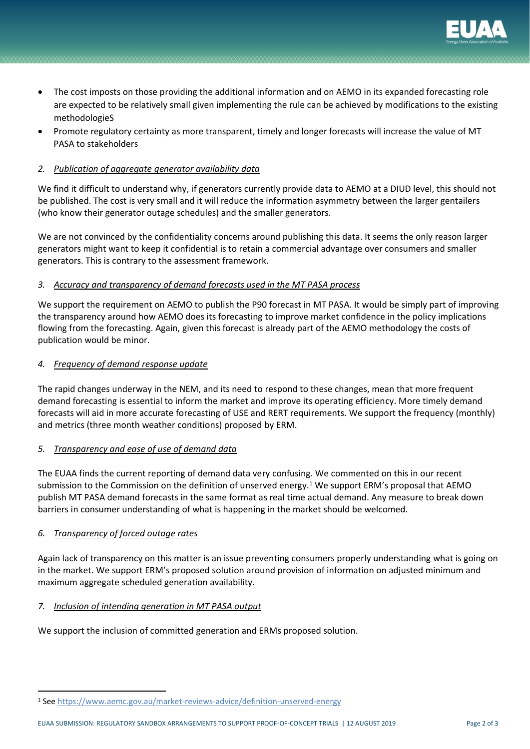- The cost imposts on those providing the additional information and on AEMO in its expanded forecasting role are expected to be relatively small given implementing the rule can be achieved by modifications to the existing methodologieS
- Promote regulatory certainty as more transparent, timely and longer forecasts will increase the value of MT PASA to stakeholders

*2. Publication of aggregate generator availability data*

We find it difficult to understand why, if generators currently provide data to AEMO at a DIUD level, this should not be published. The cost is very small and it will reduce the information asymmetry between the larger gentailers (who know their generator outage schedules) and the smaller generators.

We are not convinced by the confidentiality concerns around publishing this data. It seems the only reason larger generators might want to keep it confidential is to retain a commercial advantage over consumers and smaller generators. This is contrary to the assessment framework.

*3. Accuracy and transparency of demand forecasts used in the MT PASA process*

We support the requirement on AEMO to publish the P90 forecast in MT PASA. It would be simply part of improving the transparency around how AEMO does its forecasting to improve market confidence in the policy implications flowing from the forecasting. Again, given this forecast is already part of the AEMO methodology the costs of publication would be minor.

*4. Frequency of demand response update*

The rapid changes underway in the NEM, and its need to respond to these changes, mean that more frequent demand forecasting is essential to inform the market and improve its operating efficiency. More timely demand forecasts will aid in more accurate forecasting of USE and RERT requirements. We support the frequency (monthly) and metrics (three month weather conditions) proposed by ERM.

*5. Transparency and ease of use of demand data*

The EUAA finds the current reporting of demand data very confusing. We commented on this in our recent submission to the Commission on the definition of unserved energy.[1] We support ERM's proposal that AEMO publish MT PASA demand forecasts in the same format as real time actual demand. Any measure to break down barriers in consumer understanding of what is happening in the market should be welcomed.

*6. Transparency of forced outage rates*

Again lack of transparency on this matter is an issue preventing consumers properly understanding what is going on in the market. We support ERM's proposed solution around provision of information on adjusted minimum and maximum aggregate scheduled generation availability.

*7. Inclusion of intending generation in MT PASA output*

We support the inclusion of committed generation and ERMs proposed solution.

---

[1] See https://www.aemc.gov.au/market-reviews-advice/definition-unserved-energy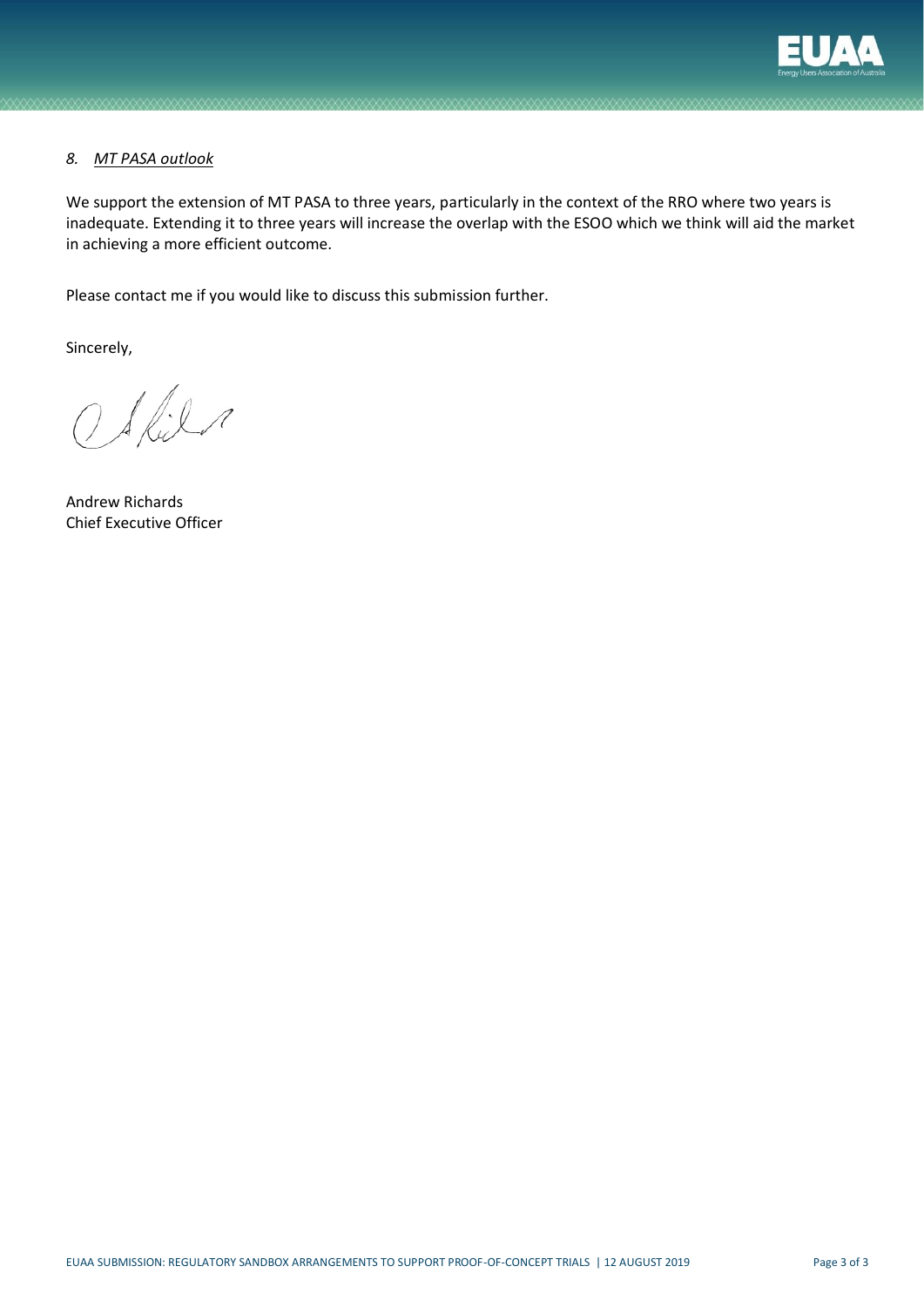*8. MT PASA outlook*

We support the extension of MT PASA to three years, particularly in the context of the RRO where two years is inadequate. Extending it to three years will increase the overlap with the ESOO which we think will aid the market in achieving a more efficient outcome.

Please contact me if you would like to discuss this submission further.

Sincerely,

Andrew Richards
Chief Executive Officer